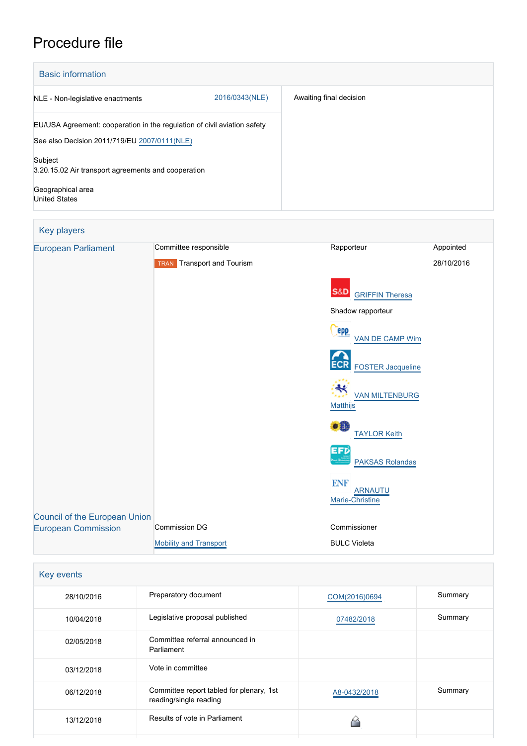# Procedure file

## Basic information

| | | |
|---|---|---|
| NLE - Non-legislative enactments | 2016/0343(NLE) | Awaiting final decision |
| EU/USA Agreement: cooperation in the regulation of civil aviation safety<br>See also Decision 2011/719/EU 2007/0111(NLE)<br><br>Subject<br>3.20.15.02 Air transport agreements and cooperation<br><br>Geographical area<br>United States | | |

## Key players

| | | | |
|---|---|---|---|
| European Parliament | Committee responsible | Rapporteur | Appointed |
| | TRAN Transport and Tourism | | 28/10/2016 |
| | | S&D GRIFFIN Theresa | |
| | | Shadow rapporteur | |
| | | EPP VAN DE CAMP Wim | |
| | | ECR FOSTER Jacqueline | |
| | | ALDE VAN MILTENBURG Matthijs | |
| | | Verts/ALE TAYLOR Keith | |
| | | EFDD PAKSAS Rolandas | |
| | | ENF ARNAUTU Marie-Christine | |
| Council of the European Union | | | |
| European Commission | Commission DG | Commissioner | |
| | Mobility and Transport | BULC Violeta | |

## Key events

| | | | |
|---|---|---|---|
| 28/10/2016 | Preparatory document | COM(2016)0694 | Summary |
| 10/04/2018 | Legislative proposal published | 07482/2018 | Summary |
| 02/05/2018 | Committee referral announced in Parliament | | |
| 03/12/2018 | Vote in committee | | |
| 06/12/2018 | Committee report tabled for plenary, 1st reading/single reading | A8-0432/2018 | Summary |
| 13/12/2018 | Results of vote in Parliament | | |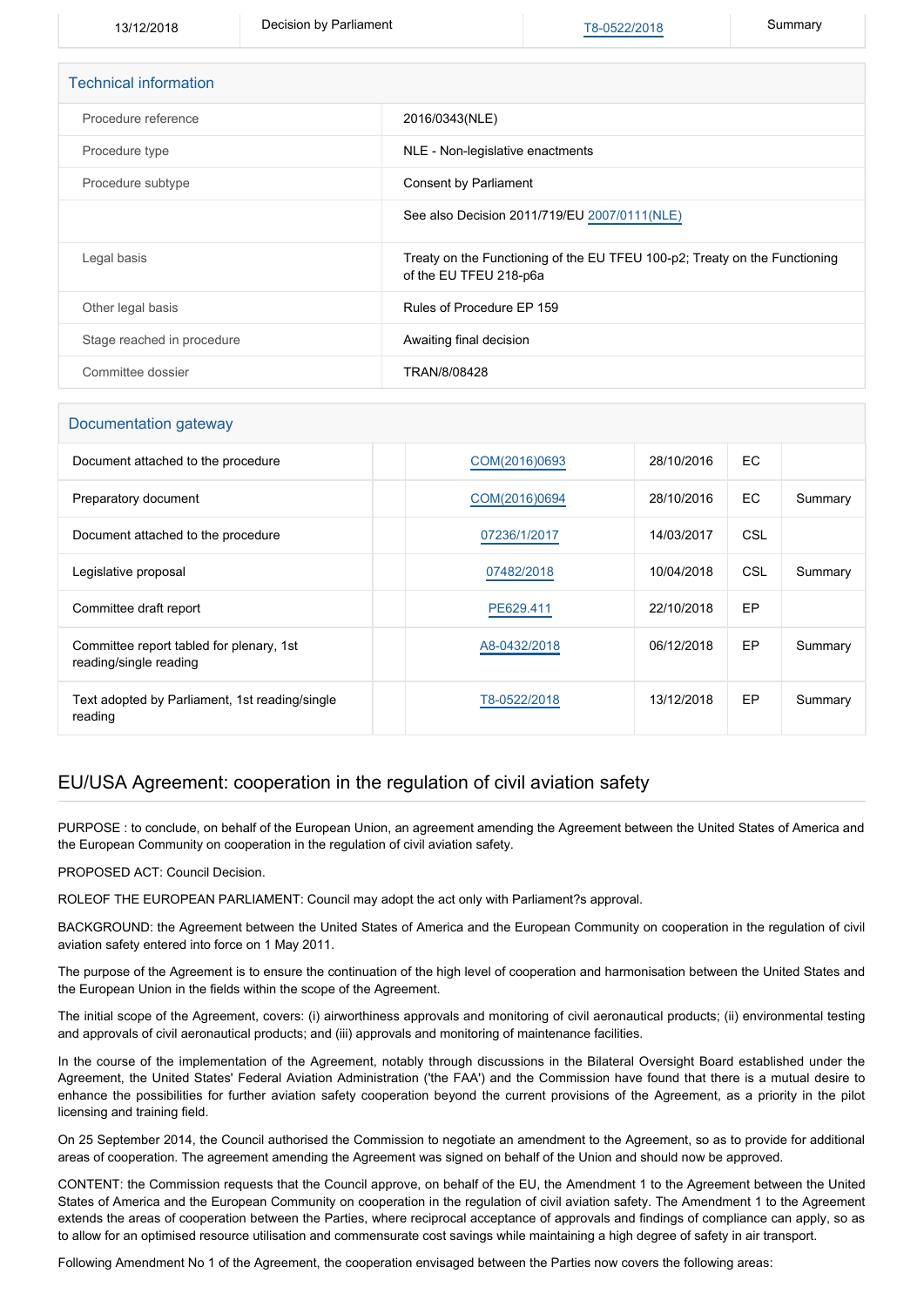| | | | |
|---|---|---|---|
| 13/12/2018 | Decision by Parliament | T8-0522/2018 | Summary |

## Technical information

| | |
|---|---|
| Procedure reference | 2016/0343(NLE) |
| Procedure type | NLE - Non-legislative enactments |
| Procedure subtype | Consent by Parliament |
| | See also Decision 2011/719/EU 2007/0111(NLE) |
| Legal basis | Treaty on the Functioning of the EU TFEU 100-p2; Treaty on the Functioning of the EU TFEU 218-p6a |
| Other legal basis | Rules of Procedure EP 159 |
| Stage reached in procedure | Awaiting final decision |
| Committee dossier | TRAN/8/08428 |

## Documentation gateway

| | | | | | |
|---|---|---|---|---|---|
| Document attached to the procedure | | COM(2016)0693 | 28/10/2016 | EC | |
| Preparatory document | | COM(2016)0694 | 28/10/2016 | EC | Summary |
| Document attached to the procedure | | 07236/1/2017 | 14/03/2017 | CSL | |
| Legislative proposal | | 07482/2018 | 10/04/2018 | CSL | Summary |
| Committee draft report | | PE629.411 | 22/10/2018 | EP | |
| Committee report tabled for plenary, 1st reading/single reading | | A8-0432/2018 | 06/12/2018 | EP | Summary |
| Text adopted by Parliament, 1st reading/single reading | | T8-0522/2018 | 13/12/2018 | EP | Summary |

## EU/USA Agreement: cooperation in the regulation of civil aviation safety

PURPOSE : to conclude, on behalf of the European Union, an agreement amending the Agreement between the United States of America and the European Community on cooperation in the regulation of civil aviation safety.

PROPOSED ACT: Council Decision.

ROLEOF THE EUROPEAN PARLIAMENT: Council may adopt the act only with Parliament?s approval.

BACKGROUND: the Agreement between the United States of America and the European Community on cooperation in the regulation of civil aviation safety entered into force on 1 May 2011.

The purpose of the Agreement is to ensure the continuation of the high level of cooperation and harmonisation between the United States and the European Union in the fields within the scope of the Agreement.

The initial scope of the Agreement, covers: (i) airworthiness approvals and monitoring of civil aeronautical products; (ii) environmental testing and approvals of civil aeronautical products; and (iii) approvals and monitoring of maintenance facilities.

In the course of the implementation of the Agreement, notably through discussions in the Bilateral Oversight Board established under the Agreement, the United States' Federal Aviation Administration ('the FAA') and the Commission have found that there is a mutual desire to enhance the possibilities for further aviation safety cooperation beyond the current provisions of the Agreement, as a priority in the pilot licensing and training field.

On 25 September 2014, the Council authorised the Commission to negotiate an amendment to the Agreement, so as to provide for additional areas of cooperation. The agreement amending the Agreement was signed on behalf of the Union and should now be approved.

CONTENT: the Commission requests that the Council approve, on behalf of the EU, the Amendment 1 to the Agreement between the United States of America and the European Community on cooperation in the regulation of civil aviation safety. The Amendment 1 to the Agreement extends the areas of cooperation between the Parties, where reciprocal acceptance of approvals and findings of compliance can apply, so as to allow for an optimised resource utilisation and commensurate cost savings while maintaining a high degree of safety in air transport.

Following Amendment No 1 of the Agreement, the cooperation envisaged between the Parties now covers the following areas: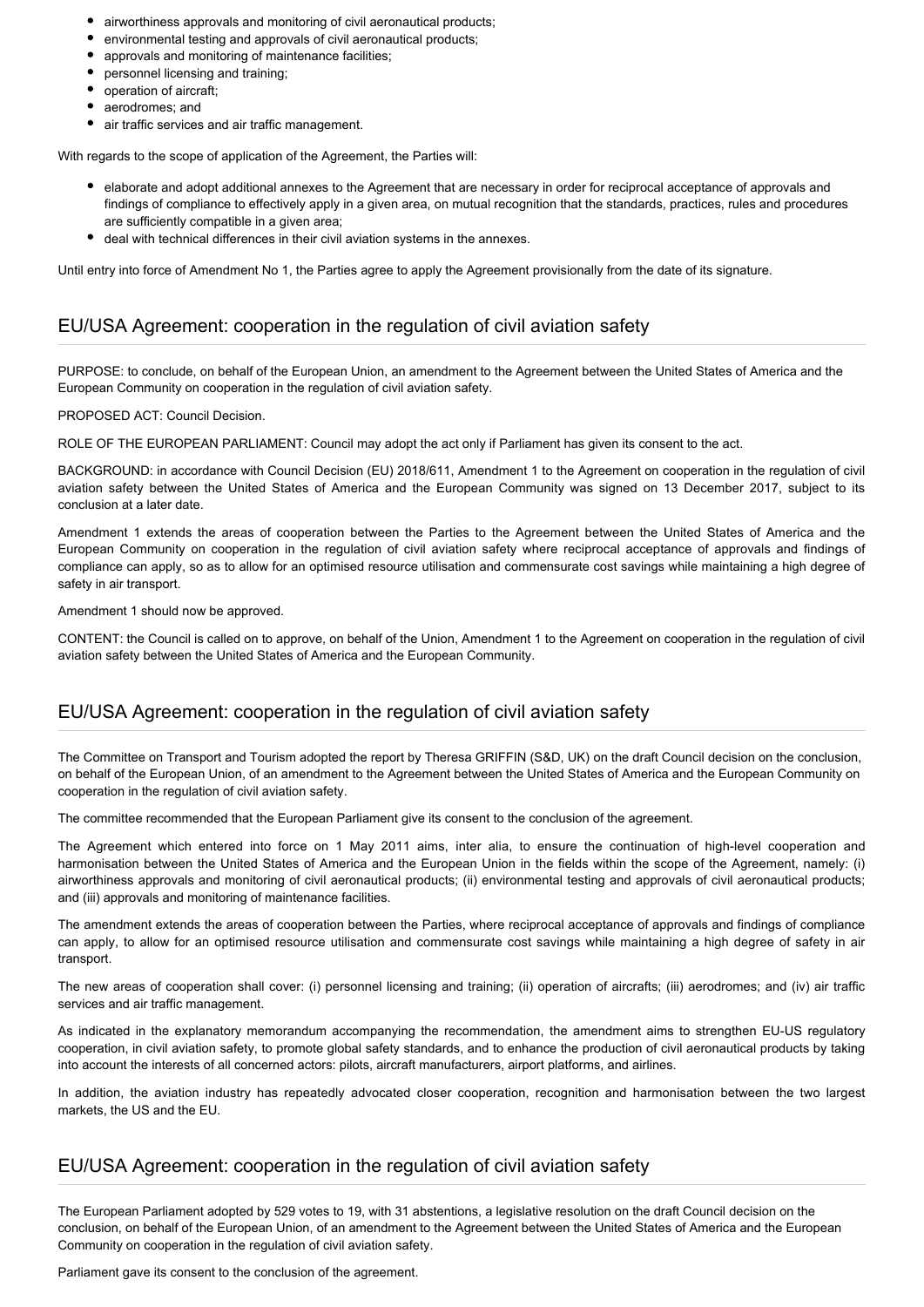- airworthiness approvals and monitoring of civil aeronautical products;
- environmental testing and approvals of civil aeronautical products;
- approvals and monitoring of maintenance facilities;
- personnel licensing and training;
- operation of aircraft;
- aerodromes; and
- air traffic services and air traffic management.

With regards to the scope of application of the Agreement, the Parties will:

- elaborate and adopt additional annexes to the Agreement that are necessary in order for reciprocal acceptance of approvals and findings of compliance to effectively apply in a given area, on mutual recognition that the standards, practices, rules and procedures are sufficiently compatible in a given area;
- deal with technical differences in their civil aviation systems in the annexes.

Until entry into force of Amendment No 1, the Parties agree to apply the Agreement provisionally from the date of its signature.

## EU/USA Agreement: cooperation in the regulation of civil aviation safety

PURPOSE: to conclude, on behalf of the European Union, an amendment to the Agreement between the United States of America and the European Community on cooperation in the regulation of civil aviation safety.

PROPOSED ACT: Council Decision.

ROLE OF THE EUROPEAN PARLIAMENT: Council may adopt the act only if Parliament has given its consent to the act.

BACKGROUND: in accordance with Council Decision (EU) 2018/611, Amendment 1 to the Agreement on cooperation in the regulation of civil aviation safety between the United States of America and the European Community was signed on 13 December 2017, subject to its conclusion at a later date.

Amendment 1 extends the areas of cooperation between the Parties to the Agreement between the United States of America and the European Community on cooperation in the regulation of civil aviation safety where reciprocal acceptance of approvals and findings of compliance can apply, so as to allow for an optimised resource utilisation and commensurate cost savings while maintaining a high degree of safety in air transport.

Amendment 1 should now be approved.

CONTENT: the Council is called on to approve, on behalf of the Union, Amendment 1 to the Agreement on cooperation in the regulation of civil aviation safety between the United States of America and the European Community.

## EU/USA Agreement: cooperation in the regulation of civil aviation safety

The Committee on Transport and Tourism adopted the report by Theresa GRIFFIN (S&D, UK) on the draft Council decision on the conclusion, on behalf of the European Union, of an amendment to the Agreement between the United States of America and the European Community on cooperation in the regulation of civil aviation safety.

The committee recommended that the European Parliament give its consent to the conclusion of the agreement.

The Agreement which entered into force on 1 May 2011 aims, inter alia, to ensure the continuation of high-level cooperation and harmonisation between the United States of America and the European Union in the fields within the scope of the Agreement, namely: (i) airworthiness approvals and monitoring of civil aeronautical products; (ii) environmental testing and approvals of civil aeronautical products; and (iii) approvals and monitoring of maintenance facilities.

The amendment extends the areas of cooperation between the Parties, where reciprocal acceptance of approvals and findings of compliance can apply, to allow for an optimised resource utilisation and commensurate cost savings while maintaining a high degree of safety in air transport.

The new areas of cooperation shall cover: (i) personnel licensing and training; (ii) operation of aircrafts; (iii) aerodromes; and (iv) air traffic services and air traffic management.

As indicated in the explanatory memorandum accompanying the recommendation, the amendment aims to strengthen EU-US regulatory cooperation, in civil aviation safety, to promote global safety standards, and to enhance the production of civil aeronautical products by taking into account the interests of all concerned actors: pilots, aircraft manufacturers, airport platforms, and airlines.

In addition, the aviation industry has repeatedly advocated closer cooperation, recognition and harmonisation between the two largest markets, the US and the EU.

## EU/USA Agreement: cooperation in the regulation of civil aviation safety

The European Parliament adopted by 529 votes to 19, with 31 abstentions, a legislative resolution on the draft Council decision on the conclusion, on behalf of the European Union, of an amendment to the Agreement between the United States of America and the European Community on cooperation in the regulation of civil aviation safety.

Parliament gave its consent to the conclusion of the agreement.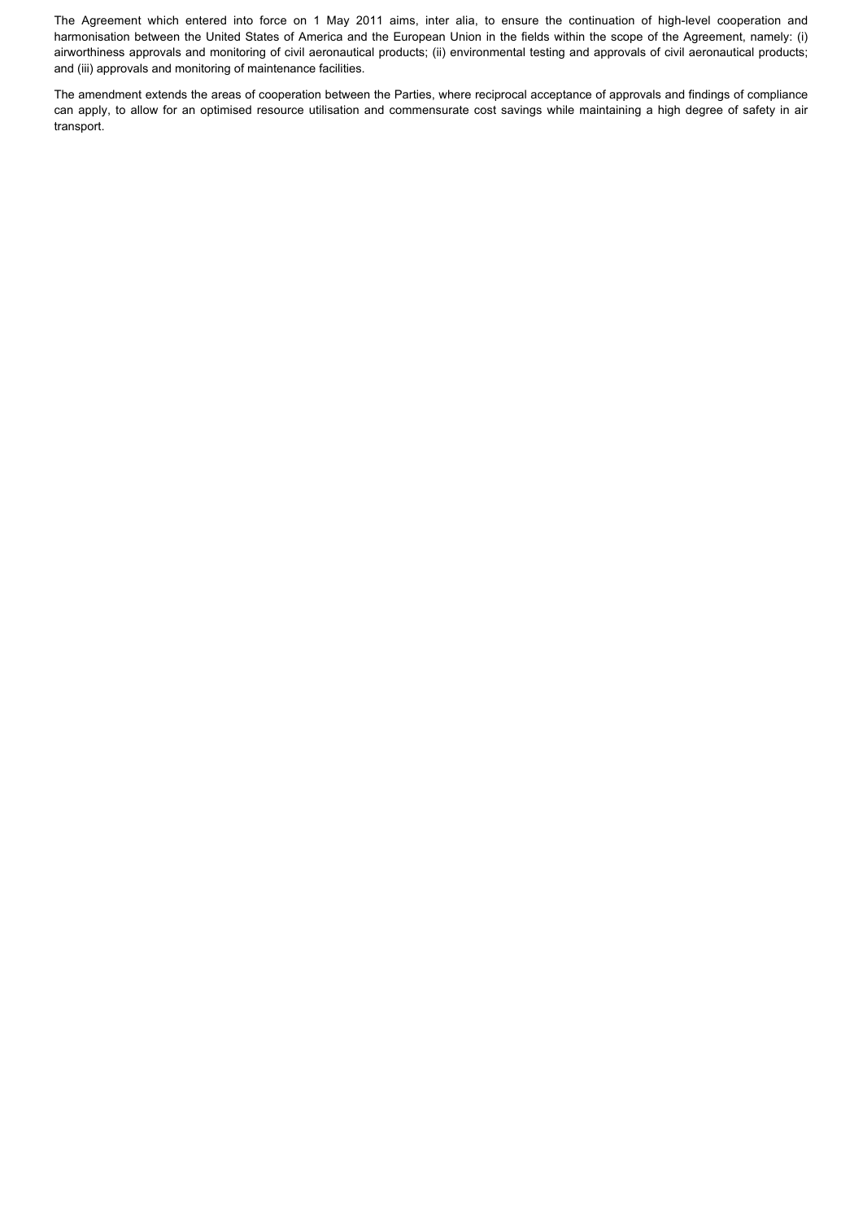The Agreement which entered into force on 1 May 2011 aims, inter alia, to ensure the continuation of high-level cooperation and harmonisation between the United States of America and the European Union in the fields within the scope of the Agreement, namely: (i) airworthiness approvals and monitoring of civil aeronautical products; (ii) environmental testing and approvals of civil aeronautical products; and (iii) approvals and monitoring of maintenance facilities.

The amendment extends the areas of cooperation between the Parties, where reciprocal acceptance of approvals and findings of compliance can apply, to allow for an optimised resource utilisation and commensurate cost savings while maintaining a high degree of safety in air transport.